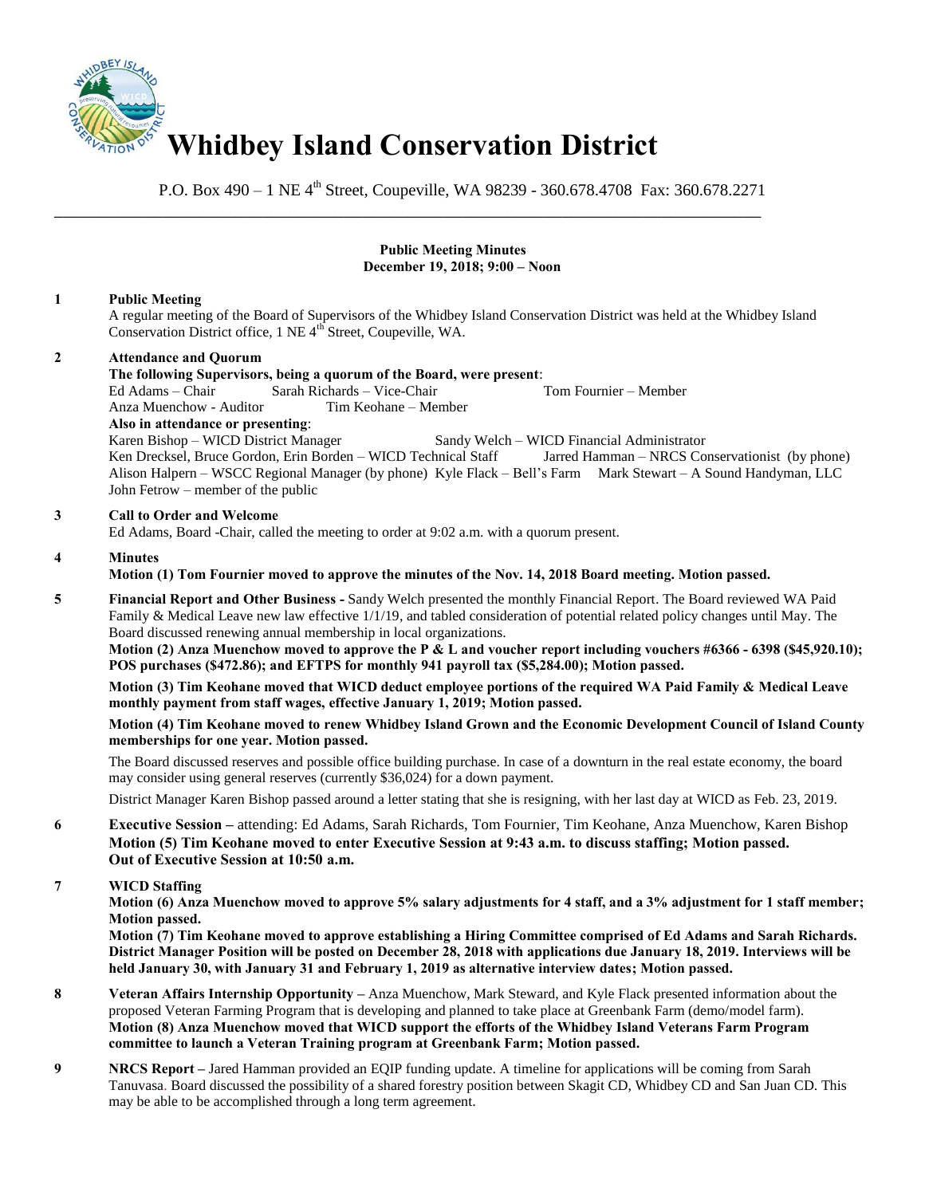# Whidbey Island Conservation District

P.O. Box 490 – 1 NE 4th Street, Coupeville, WA 98239 - 360.678.4708 Fax: 360.678.2271

---

**Public Meeting Minutes**
**December 19, 2018; 9:00 – Noon**

**1 Public Meeting**

A regular meeting of the Board of Supervisors of the Whidbey Island Conservation District was held at the Whidbey Island Conservation District office, 1 NE 4th Street, Coupeville, WA.

**2 Attendance and Quorum**

**The following Supervisors, being a quorum of the Board, were present**:
Ed Adams – Chair Sarah Richards – Vice-Chair Tom Fournier – Member
Anza Muenchow - Auditor Tim Keohane – Member

**Also in attendance or presenting**:
Karen Bishop – WICD District Manager Sandy Welch – WICD Financial Administrator
Ken Drecksel, Bruce Gordon, Erin Borden – WICD Technical Staff Jarred Hamman – NRCS Conservationist (by phone)
Alison Halpern – WSCC Regional Manager (by phone) Kyle Flack – Bell's Farm Mark Stewart – A Sound Handyman, LLC
John Fetrow – member of the public

**3 Call to Order and Welcome**

Ed Adams, Board -Chair, called the meeting to order at 9:02 a.m. with a quorum present.

**4 Minutes**

**Motion (1) Tom Fournier moved to approve the minutes of the Nov. 14, 2018 Board meeting. Motion passed.**

**5 Financial Report and Other Business -** Sandy Welch presented the monthly Financial Report. The Board reviewed WA Paid Family & Medical Leave new law effective 1/1/19, and tabled consideration of potential related policy changes until May. The Board discussed renewing annual membership in local organizations.

**Motion (2) Anza Muenchow moved to approve the P & L and voucher report including vouchers #6366 - 6398 ($45,920.10); POS purchases ($472.86); and EFTPS for monthly 941 payroll tax ($5,284.00); Motion passed.**

**Motion (3) Tim Keohane moved that WICD deduct employee portions of the required WA Paid Family & Medical Leave monthly payment from staff wages, effective January 1, 2019; Motion passed.**

**Motion (4) Tim Keohane moved to renew Whidbey Island Grown and the Economic Development Council of Island County memberships for one year. Motion passed.**

The Board discussed reserves and possible office building purchase. In case of a downturn in the real estate economy, the board may consider using general reserves (currently $36,024) for a down payment.

District Manager Karen Bishop passed around a letter stating that she is resigning, with her last day at WICD as Feb. 23, 2019.

**6 Executive Session –** attending: Ed Adams, Sarah Richards, Tom Fournier, Tim Keohane, Anza Muenchow, Karen Bishop

**Motion (5) Tim Keohane moved to enter Executive Session at 9:43 a.m. to discuss staffing; Motion passed.**
**Out of Executive Session at 10:50 a.m.**

**7 WICD Staffing**

**Motion (6) Anza Muenchow moved to approve 5% salary adjustments for 4 staff, and a 3% adjustment for 1 staff member; Motion passed.**

**Motion (7) Tim Keohane moved to approve establishing a Hiring Committee comprised of Ed Adams and Sarah Richards. District Manager Position will be posted on December 28, 2018 with applications due January 18, 2019. Interviews will be held January 30, with January 31 and February 1, 2019 as alternative interview dates; Motion passed.**

**8 Veteran Affairs Internship Opportunity –** Anza Muenchow, Mark Steward, and Kyle Flack presented information about the proposed Veteran Farming Program that is developing and planned to take place at Greenbank Farm (demo/model farm).

**Motion (8) Anza Muenchow moved that WICD support the efforts of the Whidbey Island Veterans Farm Program committee to launch a Veteran Training program at Greenbank Farm; Motion passed.**

**9 NRCS Report –** Jared Hamman provided an EQIP funding update. A timeline for applications will be coming from Sarah Tanuvasa. Board discussed the possibility of a shared forestry position between Skagit CD, Whidbey CD and San Juan CD. This may be able to be accomplished through a long term agreement.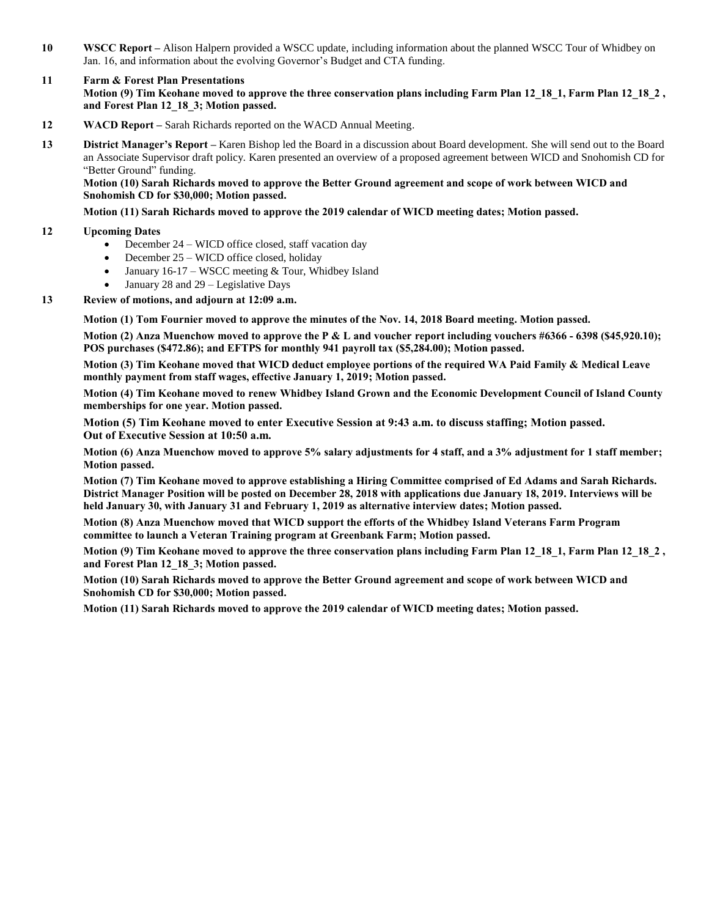**10** **WSCC Report –** Alison Halpern provided a WSCC update, including information about the planned WSCC Tour of Whidbey on Jan. 16, and information about the evolving Governor's Budget and CTA funding.

**11** **Farm & Forest Plan Presentations**

**Motion (9) Tim Keohane moved to approve the three conservation plans including Farm Plan 12_18_1, Farm Plan 12_18_2 , and Forest Plan 12_18_3; Motion passed.**

**12** **WACD Report –** Sarah Richards reported on the WACD Annual Meeting.

**13** **District Manager's Report –** Karen Bishop led the Board in a discussion about Board development. She will send out to the Board an Associate Supervisor draft policy. Karen presented an overview of a proposed agreement between WICD and Snohomish CD for "Better Ground" funding.

**Motion (10) Sarah Richards moved to approve the Better Ground agreement and scope of work between WICD and Snohomish CD for $30,000; Motion passed.**

**Motion (11) Sarah Richards moved to approve the 2019 calendar of WICD meeting dates; Motion passed.**

**12** **Upcoming Dates**

- December 24 – WICD office closed, staff vacation day
- December 25 – WICD office closed, holiday
- January 16-17 – WSCC meeting & Tour, Whidbey Island
- January 28 and 29 – Legislative Days

**13** **Review of motions, and adjourn at 12:09 a.m.**

**Motion (1) Tom Fournier moved to approve the minutes of the Nov. 14, 2018 Board meeting. Motion passed.**

**Motion (2) Anza Muenchow moved to approve the P & L and voucher report including vouchers #6366 - 6398 ($45,920.10); POS purchases ($472.86); and EFTPS for monthly 941 payroll tax ($5,284.00); Motion passed.**

**Motion (3) Tim Keohane moved that WICD deduct employee portions of the required WA Paid Family & Medical Leave monthly payment from staff wages, effective January 1, 2019; Motion passed.**

**Motion (4) Tim Keohane moved to renew Whidbey Island Grown and the Economic Development Council of Island County memberships for one year. Motion passed.**

**Motion (5) Tim Keohane moved to enter Executive Session at 9:43 a.m. to discuss staffing; Motion passed.**
**Out of Executive Session at 10:50 a.m.**

**Motion (6) Anza Muenchow moved to approve 5% salary adjustments for 4 staff, and a 3% adjustment for 1 staff member; Motion passed.**

**Motion (7) Tim Keohane moved to approve establishing a Hiring Committee comprised of Ed Adams and Sarah Richards. District Manager Position will be posted on December 28, 2018 with applications due January 18, 2019. Interviews will be held January 30, with January 31 and February 1, 2019 as alternative interview dates; Motion passed.**

**Motion (8) Anza Muenchow moved that WICD support the efforts of the Whidbey Island Veterans Farm Program committee to launch a Veteran Training program at Greenbank Farm; Motion passed.**

**Motion (9) Tim Keohane moved to approve the three conservation plans including Farm Plan 12_18_1, Farm Plan 12_18_2 , and Forest Plan 12_18_3; Motion passed.**

**Motion (10) Sarah Richards moved to approve the Better Ground agreement and scope of work between WICD and Snohomish CD for $30,000; Motion passed.**

**Motion (11) Sarah Richards moved to approve the 2019 calendar of WICD meeting dates; Motion passed.**